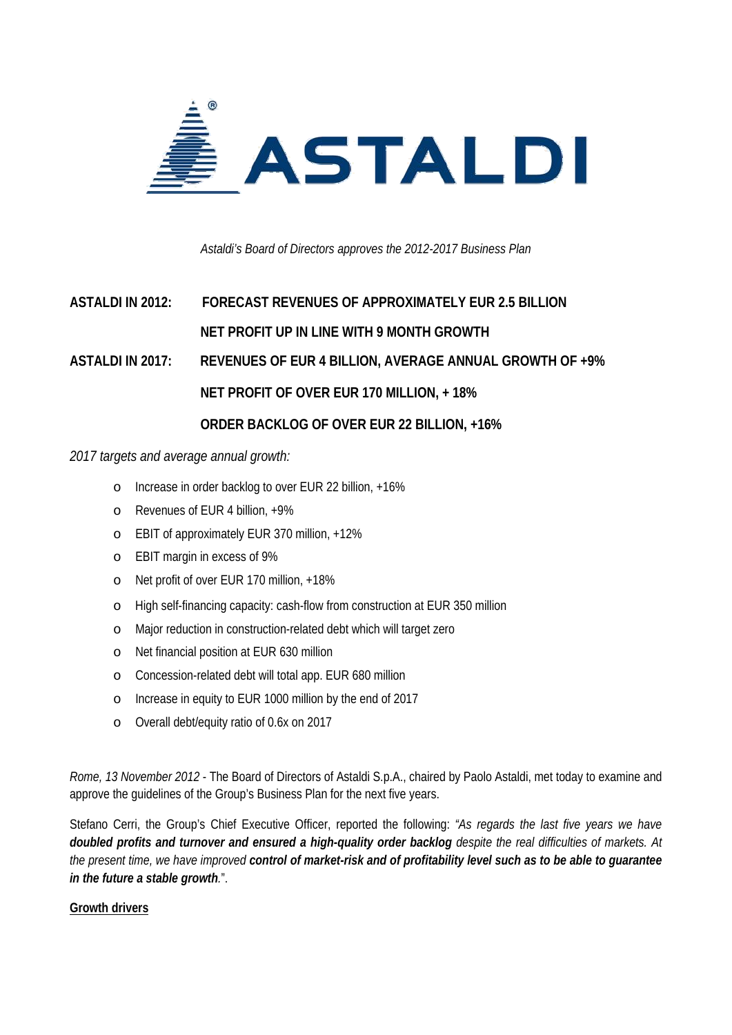ASTALDI

*Astaldi's Board of Directors approves the 2012-2017 Business Plan*

**ASTALDI IN 2012: FORECAST REVENUES OF APPROXIMATELY EUR 2.5 BILLION**

**NET PROFIT UP IN LINE WITH 9 MONTH GROWTH**

**ASTALDI IN 2017: REVENUES OF EUR 4 BILLION, AVERAGE ANNUAL GROWTH OF +9%**

**NET PROFIT OF OVER EUR 170 MILLION, + 18%**

**ORDER BACKLOG OF OVER EUR 22 BILLION, +16%**

*2017 targets and average annual growth:*

- Increase in order backlog to over EUR 22 billion, +16%
- Revenues of EUR 4 billion, +9%
- EBIT of approximately EUR 370 million, +12%
- EBIT margin in excess of 9%
- Net profit of over EUR 170 million, +18%
- High self-financing capacity: cash-flow from construction at EUR 350 million
- Major reduction in construction-related debt which will target zero
- Net financial position at EUR 630 million
- Concession-related debt will total app. EUR 680 million
- Increase in equity to EUR 1000 million by the end of 2017
- Overall debt/equity ratio of 0.6x on 2017

*Rome, 13 November 2012* - The Board of Directors of Astaldi S.p.A., chaired by Paolo Astaldi, met today to examine and approve the guidelines of the Group's Business Plan for the next five years.

Stefano Cerri, the Group's Chief Executive Officer, reported the following: *"As regards the last five years we have* ***doubled profits and turnover and ensured a high-quality order backlog*** *despite the real difficulties of markets. At the present time, we have improved* ***control of market-risk and of profitability level such as to be able to guarantee in the future a stable growth****.*".

**Growth drivers**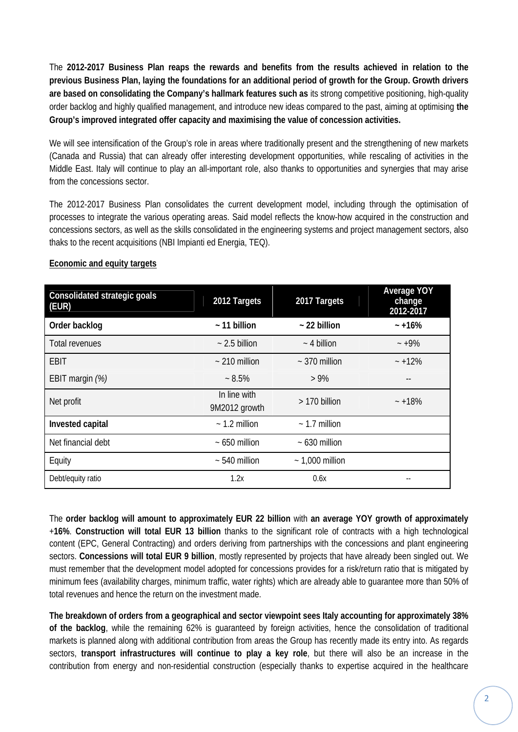The **2012-2017 Business Plan reaps the rewards and benefits from the results achieved in relation to the previous Business Plan, laying the foundations for an additional period of growth for the Group. Growth drivers are based on consolidating the Company's hallmark features such as** its strong competitive positioning, high-quality order backlog and highly qualified management, and introduce new ideas compared to the past, aiming at optimising **the Group's improved integrated offer capacity and maximising the value of concession activities.**

We will see intensification of the Group's role in areas where traditionally present and the strengthening of new markets (Canada and Russia) that can already offer interesting development opportunities, while rescaling of activities in the Middle East. Italy will continue to play an all-important role, also thanks to opportunities and synergies that may arise from the concessions sector.

The 2012-2017 Business Plan consolidates the current development model, including through the optimisation of processes to integrate the various operating areas. Said model reflects the know-how acquired in the construction and concessions sectors, as well as the skills consolidated in the engineering systems and project management sectors, also thaks to the recent acquisitions (NBI Impianti ed Energia, TEQ).

**Economic and equity targets**

| Consolidated strategic goals (EUR) | 2012 Targets | 2017 Targets | Average YOY change 2012-2017 |
|---|---|---|---|
| **Order backlog** | **~ 11 billion** | **~ 22 billion** | **~ +16%** |
| Total revenues | ~ 2.5 billion | ~ 4 billion | ~ +9% |
| EBIT | ~ 210 million | ~ 370 million | ~ +12% |
| EBIT margin *(%)* | ~ 8.5% | > 9% | -- |
| Net profit | In line with 9M2012 growth | > 170 billion | ~ +18% |
| **Invested capital** | ~ 1.2 million | ~ 1.7 million | |
| Net financial debt | ~ 650 million | ~ 630 million | |
| Equity | ~ 540 million | ~ 1,000 million | |
| Debt/equity ratio | 1.2x | 0.6x | -- |

The **order backlog will amount to approximately EUR 22 billion** with **an average YOY growth of approximately** +**16%**. **Construction will total EUR 13 billion** thanks to the significant role of contracts with a high technological content (EPC, General Contracting) and orders deriving from partnerships with the concessions and plant engineering sectors. **Concessions will total EUR 9 billion**, mostly represented by projects that have already been singled out. We must remember that the development model adopted for concessions provides for a risk/return ratio that is mitigated by minimum fees (availability charges, minimum traffic, water rights) which are already able to guarantee more than 50% of total revenues and hence the return on the investment made.

**The breakdown of orders from a geographical and sector viewpoint sees Italy accounting for approximately 38% of the backlog**, while the remaining 62% is guaranteed by foreign activities, hence the consolidation of traditional markets is planned along with additional contribution from areas the Group has recently made its entry into. As regards sectors, **transport infrastructures will continue to play a key role**, but there will also be an increase in the contribution from energy and non-residential construction (especially thanks to expertise acquired in the healthcare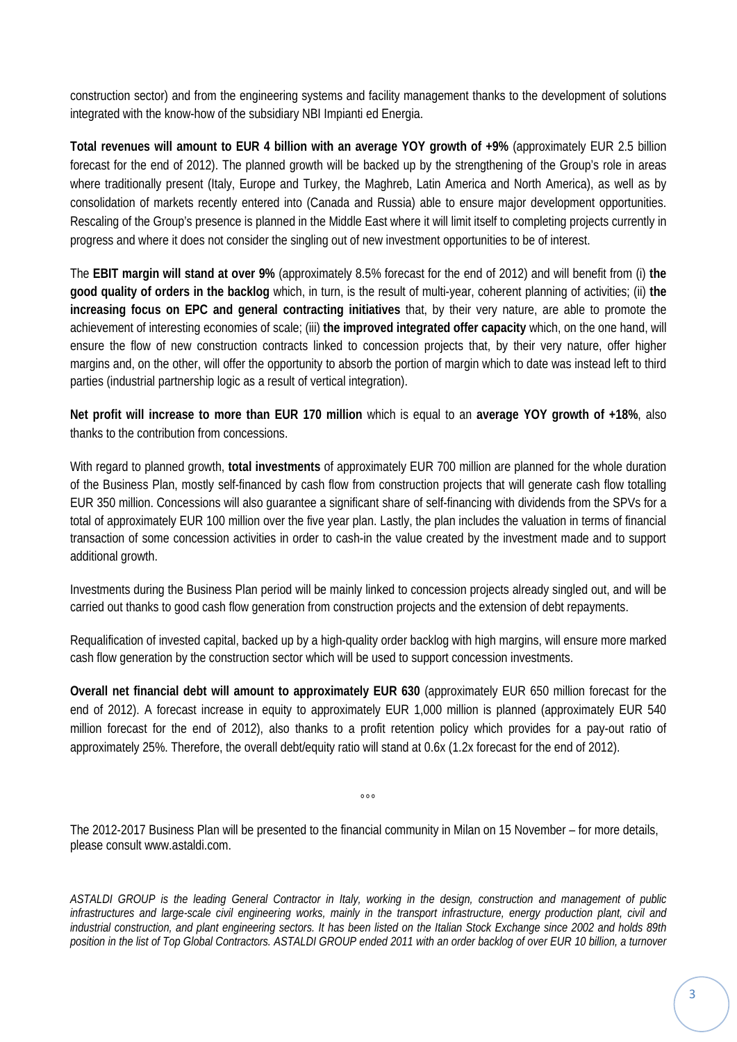construction sector) and from the engineering systems and facility management thanks to the development of solutions integrated with the know-how of the subsidiary NBI Impianti ed Energia.

**Total revenues will amount to EUR 4 billion with an average YOY growth of +9%** (approximately EUR 2.5 billion forecast for the end of 2012). The planned growth will be backed up by the strengthening of the Group's role in areas where traditionally present (Italy, Europe and Turkey, the Maghreb, Latin America and North America), as well as by consolidation of markets recently entered into (Canada and Russia) able to ensure major development opportunities. Rescaling of the Group's presence is planned in the Middle East where it will limit itself to completing projects currently in progress and where it does not consider the singling out of new investment opportunities to be of interest.

The **EBIT margin will stand at over 9%** (approximately 8.5% forecast for the end of 2012) and will benefit from (i) **the good quality of orders in the backlog** which, in turn, is the result of multi-year, coherent planning of activities; (ii) **the increasing focus on EPC and general contracting initiatives** that, by their very nature, are able to promote the achievement of interesting economies of scale; (iii) **the improved integrated offer capacity** which, on the one hand, will ensure the flow of new construction contracts linked to concession projects that, by their very nature, offer higher margins and, on the other, will offer the opportunity to absorb the portion of margin which to date was instead left to third parties (industrial partnership logic as a result of vertical integration).

**Net profit will increase to more than EUR 170 million** which is equal to an **average YOY growth of +18%**, also thanks to the contribution from concessions.

With regard to planned growth, **total investments** of approximately EUR 700 million are planned for the whole duration of the Business Plan, mostly self-financed by cash flow from construction projects that will generate cash flow totalling EUR 350 million. Concessions will also guarantee a significant share of self-financing with dividends from the SPVs for a total of approximately EUR 100 million over the five year plan. Lastly, the plan includes the valuation in terms of financial transaction of some concession activities in order to cash-in the value created by the investment made and to support additional growth.

Investments during the Business Plan period will be mainly linked to concession projects already singled out, and will be carried out thanks to good cash flow generation from construction projects and the extension of debt repayments.

Requalification of invested capital, backed up by a high-quality order backlog with high margins, will ensure more marked cash flow generation by the construction sector which will be used to support concession investments.

**Overall net financial debt will amount to approximately EUR 630** (approximately EUR 650 million forecast for the end of 2012). A forecast increase in equity to approximately EUR 1,000 million is planned (approximately EUR 540 million forecast for the end of 2012), also thanks to a profit retention policy which provides for a pay-out ratio of approximately 25%. Therefore, the overall debt/equity ratio will stand at 0.6x (1.2x forecast for the end of 2012).

°°°

The 2012-2017 Business Plan will be presented to the financial community in Milan on 15 November – for more details, please consult www.astaldi.com.

*ASTALDI GROUP is the leading General Contractor in Italy, working in the design, construction and management of public infrastructures and large-scale civil engineering works, mainly in the transport infrastructure, energy production plant, civil and industrial construction, and plant engineering sectors. It has been listed on the Italian Stock Exchange since 2002 and holds 89th position in the list of Top Global Contractors. ASTALDI GROUP ended 2011 with an order backlog of over EUR 10 billion, a turnover*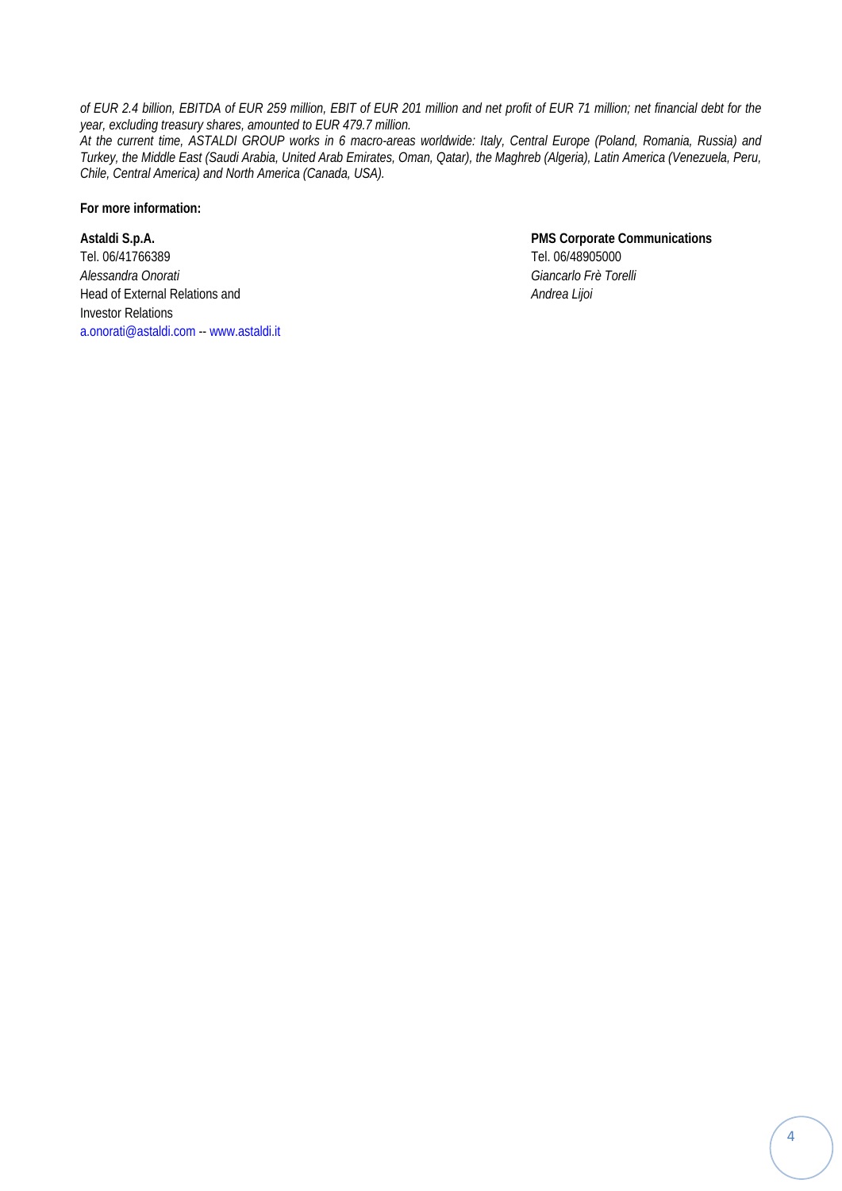*of EUR 2.4 billion, EBITDA of EUR 259 million, EBIT of EUR 201 million and net profit of EUR 71 million; net financial debt for the year, excluding treasury shares, amounted to EUR 479.7 million.*
*At the current time, ASTALDI GROUP works in 6 macro-areas worldwide: Italy, Central Europe (Poland, Romania, Russia) and Turkey, the Middle East (Saudi Arabia, United Arab Emirates, Oman, Qatar), the Maghreb (Algeria), Latin America (Venezuela, Peru, Chile, Central America) and North America (Canada, USA).*

**For more information:**

**Astaldi S.p.A.**
Tel. 06/41766389
*Alessandra Onorati*
Head of External Relations and
Investor Relations
a.onorati@astaldi.com -- www.astaldi.it

**PMS Corporate Communications**
Tel. 06/48905000
*Giancarlo Frè Torelli*
*Andrea Lijoi*